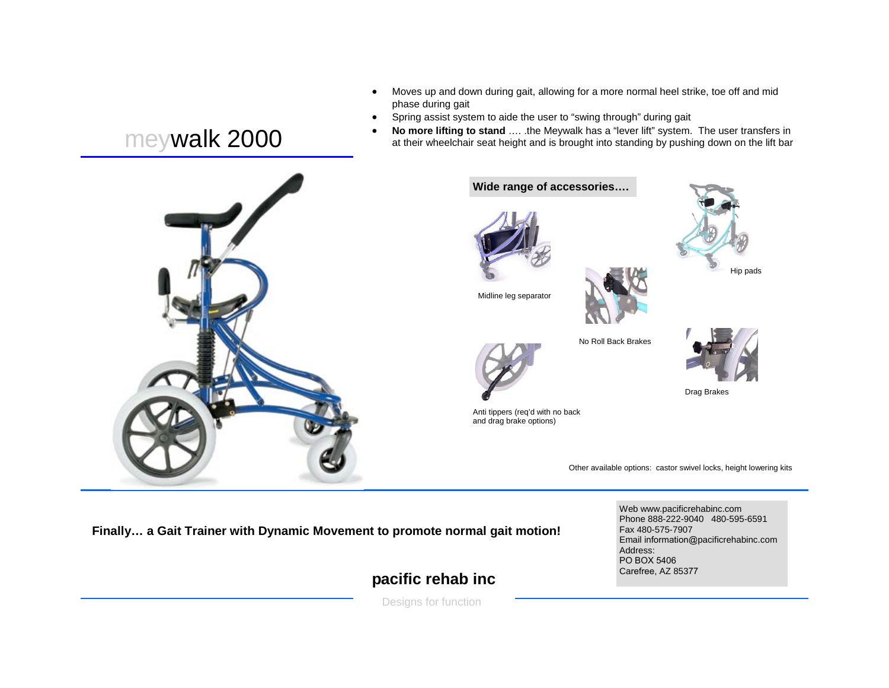# meywalk 2000

- Moves up and down during gait, allowing for a more normal heel strike, toe off and mid phase during gait
- Spring assist system to aide the user to "swing through" during gait
- **No more lifting to stand** …. .the Meywalk has a "lever lift" system. The user transfers in at their wheelchair seat height and is brought into standing by pushing down on the lift bar

**Wide range of accessories….**

Midline leg separator

Hip pads

No Roll Back Brakes

Anti tippers (req'd with no back and drag brake options)

Drag Brakes

Other available options: castor swivel locks, height lowering kits

**Finally… a Gait Trainer with Dynamic Movement to promote normal gait motion!**

Web www.pacificrehabinc.com
Phone 888-222-9040 480-595-6591
Fax 480-575-7907
Email information@pacificrehabinc.com
Address:
PO BOX 5406
Carefree, AZ 85377

## pacific rehab inc

Designs for function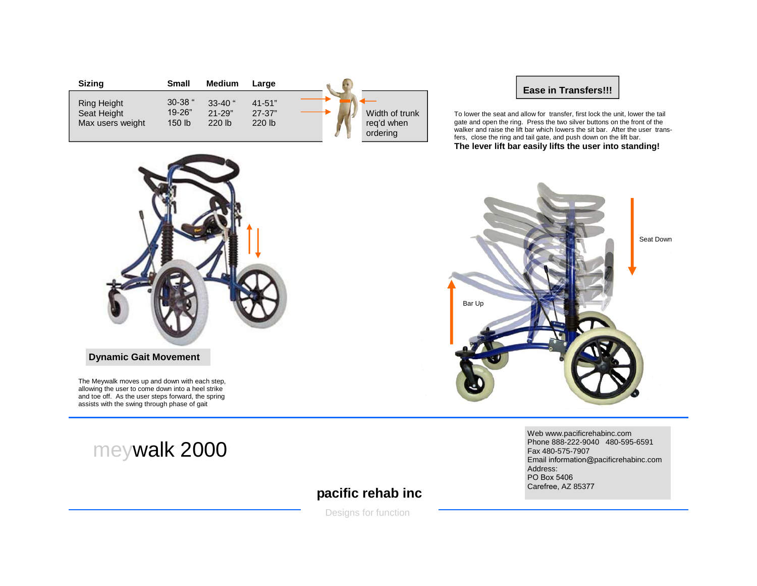| Sizing | Small | Medium | Large |
|---|---|---|---|
| Ring Height | 30-38 " | 33-40 " | 41-51" |
| Seat Height | 19-26" | 21-29" | 27-37" |
| Max users weight | 150 lb | 220 lb | 220 lb |

Width of trunk req'd when ordering

## Ease in Transfers!!!

To lower the seat and allow for transfer, first lock the unit, lower the tail gate and open the ring. Press the two silver buttons on the front of the walker and raise the lift bar which lowers the sit bar. After the user transfers, close the ring and tail gate, and push down on the lift bar.

**The lever lift bar easily lifts the user into standing!**

Seat Down

Bar Up

## Dynamic Gait Movement

The Meywalk moves up and down with each step, allowing the user to come down into a heel strike and toe off. As the user steps forward, the spring assists with the swing through phase of gait

# meywalk 2000

Web www.pacificrehabinc.com
Phone 888-222-9040 480-595-6591
Fax 480-575-7907
Email information@pacificrehabinc.com
Address:
PO Box 5406
Carefree, AZ 85377

**pacific rehab inc**

Designs for function